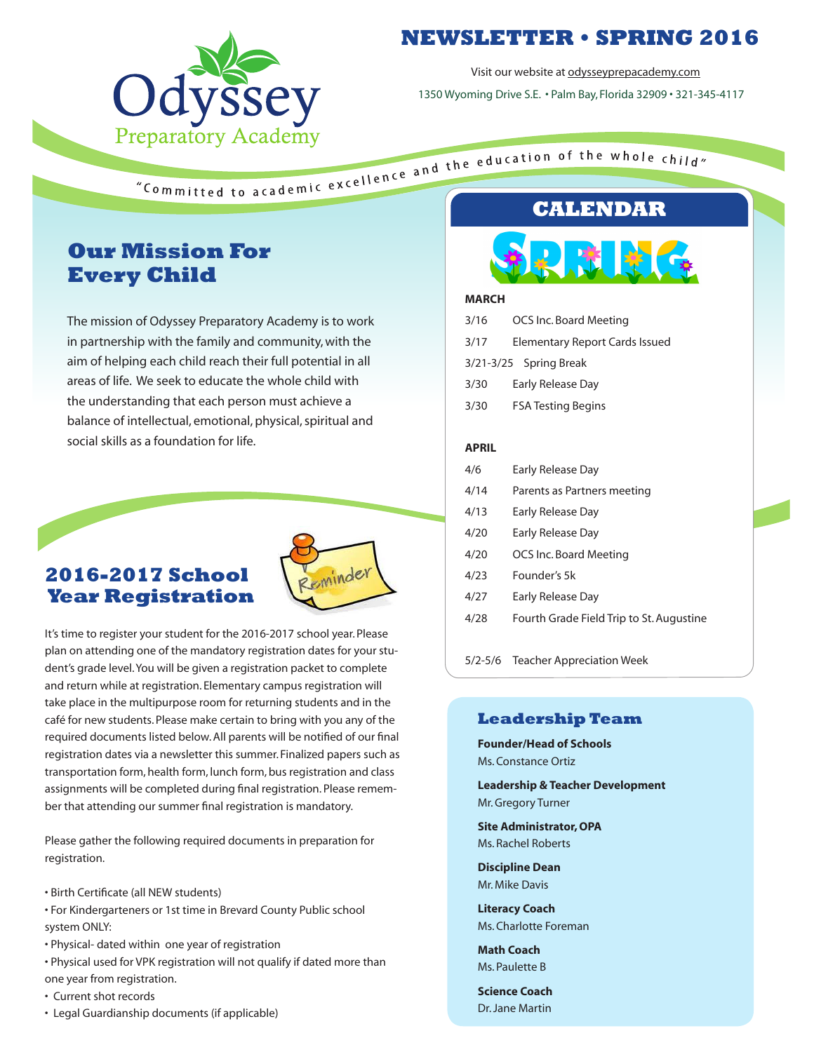# NEWSLETTER • SPRING 2016

Odyssey Preparatory Academy

Visit our website at odysseyprepacademy.com

1350 Wyoming Drive S.E. • Palm Bay, Florida 32909 • 321-345-4117

"Committed to academic excellence and the education of the whole child"

## Our Mission For Every Child

The mission of Odyssey Preparatory Academy is to work in partnership with the family and community, with the aim of helping each child reach their full potential in all areas of life. We seek to educate the whole child with the understanding that each person must achieve a balance of intellectual, emotional, physical, spiritual and social skills as a foundation for life.

## 2016-2017 School Year Registration

It's time to register your student for the 2016-2017 school year. Please plan on attending one of the mandatory registration dates for your student's grade level. You will be given a registration packet to complete and return while at registration. Elementary campus registration will take place in the multipurpose room for returning students and in the café for new students. Please make certain to bring with you any of the required documents listed below. All parents will be notified of our final registration dates via a newsletter this summer. Finalized papers such as transportation form, health form, lunch form, bus registration and class assignments will be completed during final registration. Please remember that attending our summer final registration is mandatory.

Please gather the following required documents in preparation for registration.

- Birth Certificate (all NEW students)
- For Kindergarteners or 1st time in Brevard County Public school system ONLY:
- Physical- dated within one year of registration
- Physical used for VPK registration will not qualify if dated more than one year from registration.
- Current shot records
- Legal Guardianship documents (if applicable)

## CALENDAR

SPRING

**MARCH**

| | |
|---|---|
| 3/16 | OCS Inc. Board Meeting |
| 3/17 | Elementary Report Cards Issued |
| 3/21-3/25 | Spring Break |
| 3/30 | Early Release Day |
| 3/30 | FSA Testing Begins |

**APRIL**

| | |
|---|---|
| 4/6 | Early Release Day |
| 4/14 | Parents as Partners meeting |
| 4/13 | Early Release Day |
| 4/20 | Early Release Day |
| 4/20 | OCS Inc. Board Meeting |
| 4/23 | Founder's 5k |
| 4/27 | Early Release Day |
| 4/28 | Fourth Grade Field Trip to St. Augustine |

| | |
|---|---|
| 5/2-5/6 | Teacher Appreciation Week |

## Leadership Team

**Founder/Head of Schools**
Ms. Constance Ortiz

**Leadership & Teacher Development**
Mr. Gregory Turner

**Site Administrator, OPA**
Ms. Rachel Roberts

**Discipline Dean**
Mr. Mike Davis

**Literacy Coach**
Ms. Charlotte Foreman

**Math Coach**
Ms. Paulette B

**Science Coach**
Dr. Jane Martin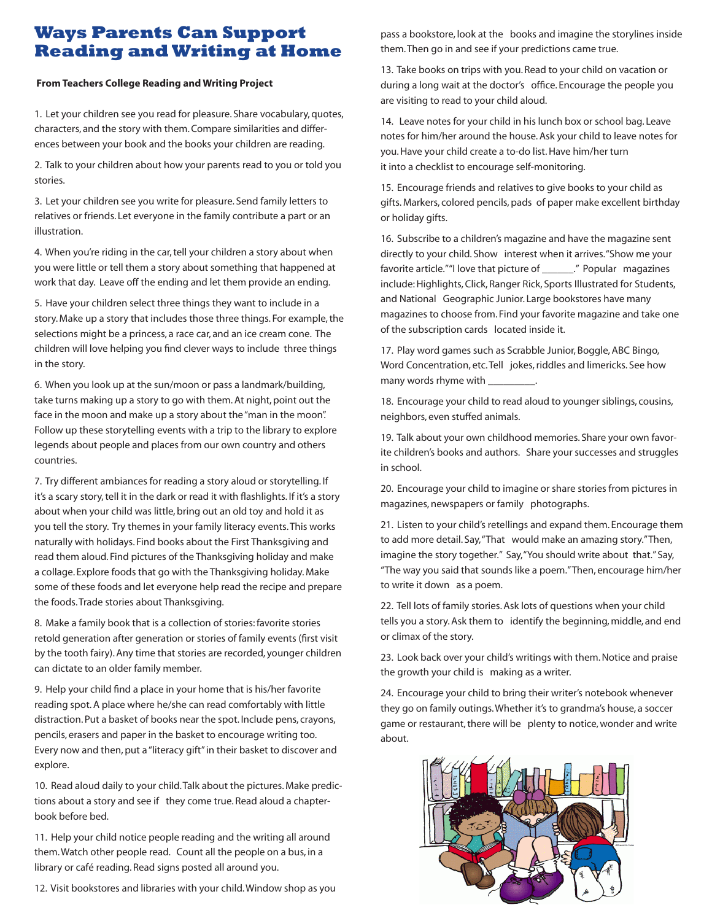# Ways Parents Can Support Reading and Writing at Home

**From Teachers College Reading and Writing Project**

1. Let your children see you read for pleasure. Share vocabulary, quotes, characters, and the story with them. Compare similarities and differences between your book and the books your children are reading.

2. Talk to your children about how your parents read to you or told you stories.

3. Let your children see you write for pleasure. Send family letters to relatives or friends. Let everyone in the family contribute a part or an illustration.

4. When you're riding in the car, tell your children a story about when you were little or tell them a story about something that happened at work that day. Leave off the ending and let them provide an ending.

5. Have your children select three things they want to include in a story. Make up a story that includes those three things. For example, the selections might be a princess, a race car, and an ice cream cone. The children will love helping you find clever ways to include three things in the story.

6. When you look up at the sun/moon or pass a landmark/building, take turns making up a story to go with them. At night, point out the face in the moon and make up a story about the "man in the moon". Follow up these storytelling events with a trip to the library to explore legends about people and places from our own country and others countries.

7. Try different ambiances for reading a story aloud or storytelling. If it's a scary story, tell it in the dark or read it with flashlights. If it's a story about when your child was little, bring out an old toy and hold it as you tell the story. Try themes in your family literacy events. This works naturally with holidays. Find books about the First Thanksgiving and read them aloud. Find pictures of the Thanksgiving holiday and make a collage. Explore foods that go with the Thanksgiving holiday. Make some of these foods and let everyone help read the recipe and prepare the foods. Trade stories about Thanksgiving.

8. Make a family book that is a collection of stories: favorite stories retold generation after generation or stories of family events (first visit by the tooth fairy). Any time that stories are recorded, younger children can dictate to an older family member.

9. Help your child find a place in your home that is his/her favorite reading spot. A place where he/she can read comfortably with little distraction. Put a basket of books near the spot. Include pens, crayons, pencils, erasers and paper in the basket to encourage writing too. Every now and then, put a "literacy gift" in their basket to discover and explore.

10. Read aloud daily to your child. Talk about the pictures. Make predictions about a story and see if they come true. Read aloud a chapter-book before bed.

11. Help your child notice people reading and the writing all around them. Watch other people read. Count all the people on a bus, in a library or café reading. Read signs posted all around you.

12. Visit bookstores and libraries with your child. Window shop as you pass a bookstore, look at the books and imagine the storylines inside them. Then go in and see if your predictions came true.

13. Take books on trips with you. Read to your child on vacation or during a long wait at the doctor's office. Encourage the people you are visiting to read to your child aloud.

14. Leave notes for your child in his lunch box or school bag. Leave notes for him/her around the house. Ask your child to leave notes for you. Have your child create a to-do list. Have him/her turn it into a checklist to encourage self-monitoring.

15. Encourage friends and relatives to give books to your child as gifts. Markers, colored pencils, pads of paper make excellent birthday or holiday gifts.

16. Subscribe to a children's magazine and have the magazine sent directly to your child. Show interest when it arrives. "Show me your favorite article." "I love that picture of ______." Popular magazines include: Highlights, Click, Ranger Rick, Sports Illustrated for Students, and National Geographic Junior. Large bookstores have many magazines to choose from. Find your favorite magazine and take one of the subscription cards located inside it.

17. Play word games such as Scrabble Junior, Boggle, ABC Bingo, Word Concentration, etc. Tell jokes, riddles and limericks. See how many words rhyme with _________.

18. Encourage your child to read aloud to younger siblings, cousins, neighbors, even stuffed animals.

19. Talk about your own childhood memories. Share your own favorite children's books and authors. Share your successes and struggles in school.

20. Encourage your child to imagine or share stories from pictures in magazines, newspapers or family photographs.

21. Listen to your child's retellings and expand them. Encourage them to add more detail. Say, "That would make an amazing story." Then, imagine the story together." Say, "You should write about that." Say, "The way you said that sounds like a poem." Then, encourage him/her to write it down as a poem.

22. Tell lots of family stories. Ask lots of questions when your child tells you a story. Ask them to identify the beginning, middle, and end or climax of the story.

23. Look back over your child's writings with them. Notice and praise the growth your child is making as a writer.

24. Encourage your child to bring their writer's notebook whenever they go on family outings. Whether it's to grandma's house, a soccer game or restaurant, there will be plenty to notice, wonder and write about.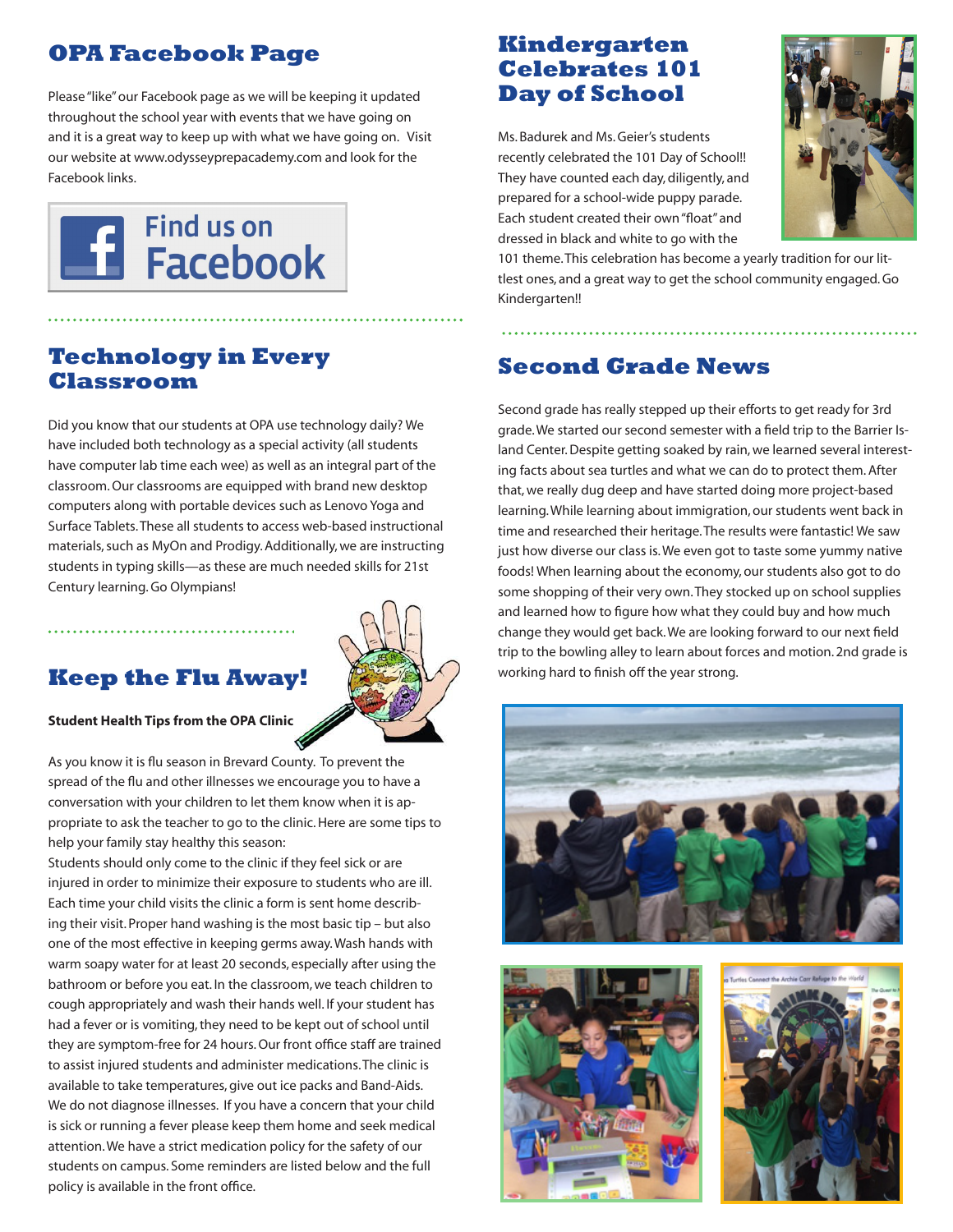## OPA Facebook Page

Please "like" our Facebook page as we will be keeping it updated throughout the school year with events that we have going on and it is a great way to keep up with what we have going on. Visit our website at www.odysseyprepacademy.com and look for the Facebook links.

Find us on Facebook

## Technology in Every Classroom

Did you know that our students at OPA use technology daily? We have included both technology as a special activity (all students have computer lab time each wee) as well as an integral part of the classroom. Our classrooms are equipped with brand new desktop computers along with portable devices such as Lenovo Yoga and Surface Tablets. These all students to access web-based instructional materials, such as MyOn and Prodigy. Additionally, we are instructing students in typing skills—as these are much needed skills for 21st Century learning. Go Olympians!

## Keep the Flu Away!

**Student Health Tips from the OPA Clinic**

As you know it is flu season in Brevard County. To prevent the spread of the flu and other illnesses we encourage you to have a conversation with your children to let them know when it is appropriate to ask the teacher to go to the clinic. Here are some tips to help your family stay healthy this season:

Students should only come to the clinic if they feel sick or are injured in order to minimize their exposure to students who are ill. Each time your child visits the clinic a form is sent home describing their visit. Proper hand washing is the most basic tip – but also one of the most effective in keeping germs away. Wash hands with warm soapy water for at least 20 seconds, especially after using the bathroom or before you eat. In the classroom, we teach children to cough appropriately and wash their hands well. If your student has had a fever or is vomiting, they need to be kept out of school until they are symptom-free for 24 hours. Our front office staff are trained to assist injured students and administer medications. The clinic is available to take temperatures, give out ice packs and Band-Aids. We do not diagnose illnesses. If you have a concern that your child is sick or running a fever please keep them home and seek medical attention. We have a strict medication policy for the safety of our students on campus. Some reminders are listed below and the full policy is available in the front office.

## Kindergarten Celebrates 101 Day of School

Ms. Badurek and Ms. Geier's students recently celebrated the 101 Day of School!! They have counted each day, diligently, and prepared for a school-wide puppy parade. Each student created their own "float" and dressed in black and white to go with the 101 theme. This celebration has become a yearly tradition for our littlest ones, and a great way to get the school community engaged. Go Kindergarten!!

## Second Grade News

Second grade has really stepped up their efforts to get ready for 3rd grade. We started our second semester with a field trip to the Barrier Island Center. Despite getting soaked by rain, we learned several interesting facts about sea turtles and what we can do to protect them. After that, we really dug deep and have started doing more project-based learning. While learning about immigration, our students went back in time and researched their heritage. The results were fantastic! We saw just how diverse our class is. We even got to taste some yummy native foods! When learning about the economy, our students also got to do some shopping of their very own. They stocked up on school supplies and learned how to figure how what they could buy and how much change they would get back. We are looking forward to our next field trip to the bowling alley to learn about forces and motion. 2nd grade is working hard to finish off the year strong.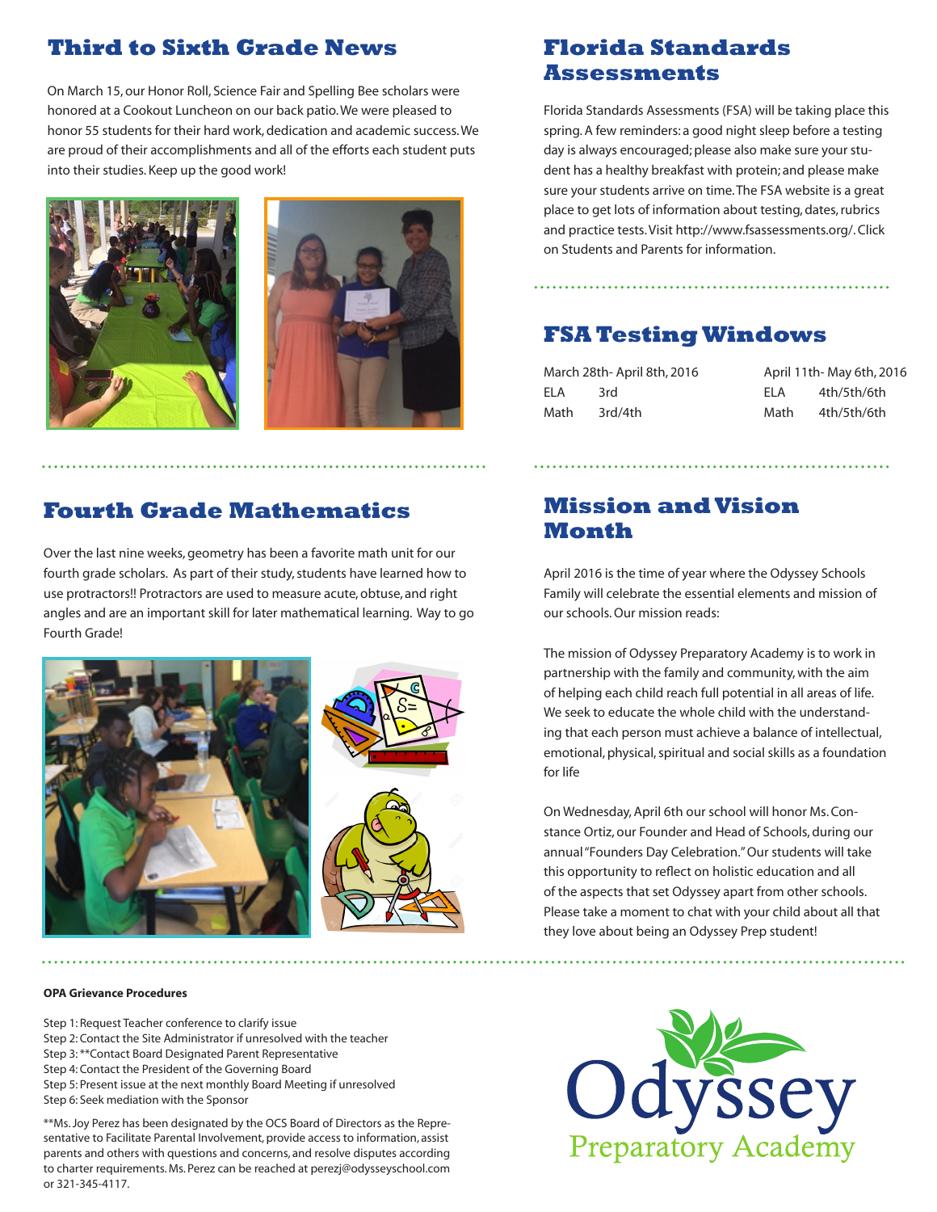## Third to Sixth Grade News

On March 15, our Honor Roll, Science Fair and Spelling Bee scholars were honored at a Cookout Luncheon on our back patio. We were pleased to honor 55 students for their hard work, dedication and academic success. We are proud of their accomplishments and all of the efforts each student puts into their studies. Keep up the good work!

## Fourth Grade Mathematics

Over the last nine weeks, geometry has been a favorite math unit for our fourth grade scholars. As part of their study, students have learned how to use protractors!! Protractors are used to measure acute, obtuse, and right angles and are an important skill for later mathematical learning. Way to go Fourth Grade!

## Florida Standards Assessments

Florida Standards Assessments (FSA) will be taking place this spring. A few reminders: a good night sleep before a testing day is always encouraged; please also make sure your student has a healthy breakfast with protein; and please make sure your students arrive on time. The FSA website is a great place to get lots of information about testing, dates, rubrics and practice tests. Visit http://www.fsassessments.org/. Click on Students and Parents for information.

## FSA Testing Windows

| March 28th- April 8th, 2016 | | April 11th- May 6th, 2016 | |
|---|---|---|---|
| ELA | 3rd | ELA | 4th/5th/6th |
| Math | 3rd/4th | Math | 4th/5th/6th |

## Mission and Vision Month

April 2016 is the time of year where the Odyssey Schools Family will celebrate the essential elements and mission of our schools. Our mission reads:

The mission of Odyssey Preparatory Academy is to work in partnership with the family and community, with the aim of helping each child reach full potential in all areas of life. We seek to educate the whole child with the understanding that each person must achieve a balance of intellectual, emotional, physical, spiritual and social skills as a foundation for life

On Wednesday, April 6th our school will honor Ms. Constance Ortiz, our Founder and Head of Schools, during our annual "Founders Day Celebration." Our students will take this opportunity to reflect on holistic education and all of the aspects that set Odyssey apart from other schools. Please take a moment to chat with your child about all that they love about being an Odyssey Prep student!

**OPA Grievance Procedures**

Step 1: Request Teacher conference to clarify issue
Step 2: Contact the Site Administrator if unresolved with the teacher
Step 3: **Contact Board Designated Parent Representative
Step 4: Contact the President of the Governing Board
Step 5: Present issue at the next monthly Board Meeting if unresolved
Step 6: Seek mediation with the Sponsor

**Ms. Joy Perez has been designated by the OCS Board of Directors as the Representative to Facilitate Parental Involvement, provide access to information, assist parents and others with questions and concerns, and resolve disputes according to charter requirements. Ms. Perez can be reached at perezj@odysseyschool.com or 321-345-4117.

Odyssey Preparatory Academy